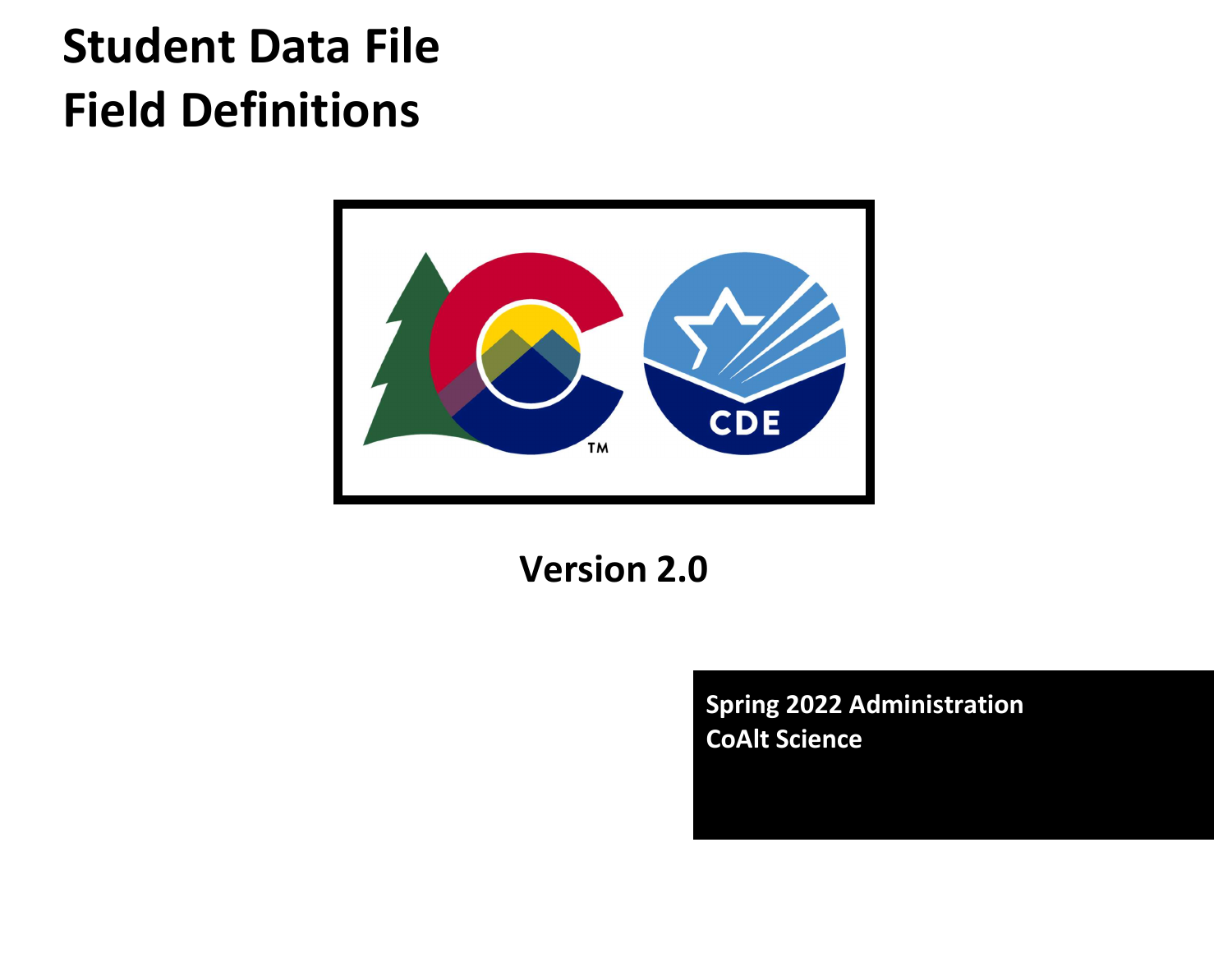# Student Data File Field Definitions

**Version 2.0**

**Spring 2022 Administration**
**CoAlt Science**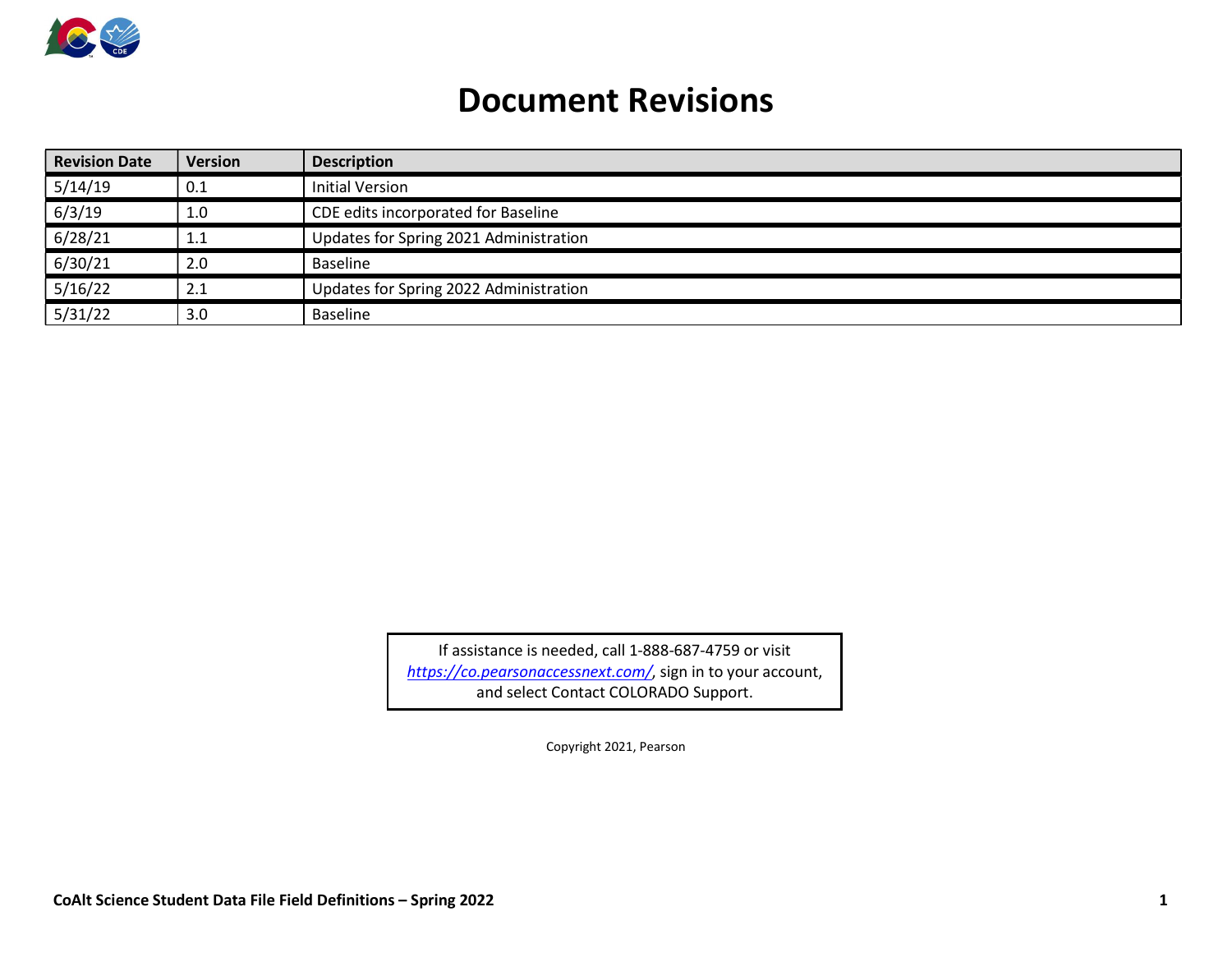# Document Revisions

| Revision Date | Version | Description |
|---|---|---|
| 5/14/19 | 0.1 | Initial Version |
| 6/3/19 | 1.0 | CDE edits incorporated for Baseline |
| 6/28/21 | 1.1 | Updates for Spring 2021 Administration |
| 6/30/21 | 2.0 | Baseline |
| 5/16/22 | 2.1 | Updates for Spring 2022 Administration |
| 5/31/22 | 3.0 | Baseline |

If assistance is needed, call 1-888-687-4759 or visit *https://co.pearsonaccessnext.com/*, sign in to your account, and select Contact COLORADO Support.

Copyright 2021, Pearson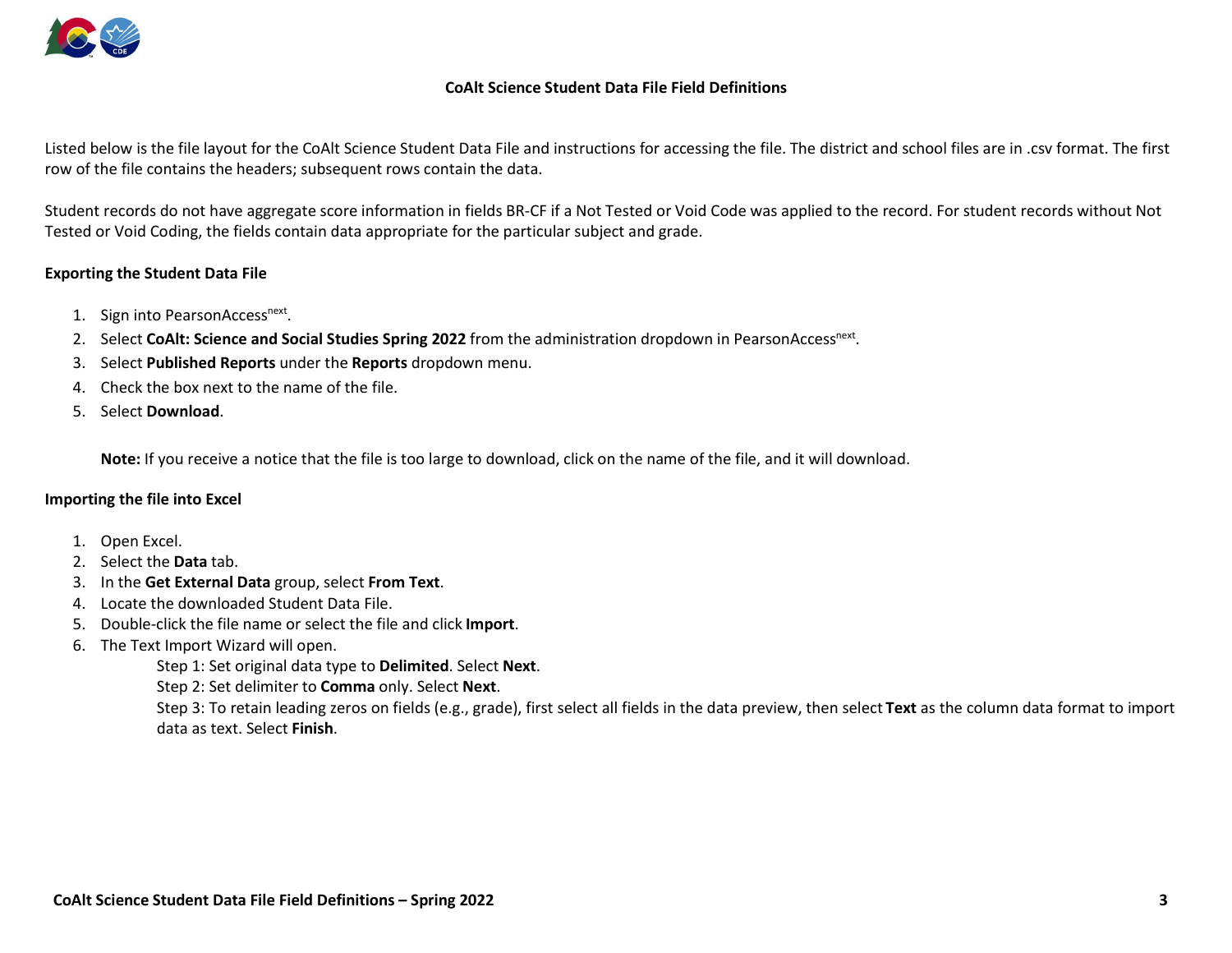# CoAlt Science Student Data File Field Definitions

Listed below is the file layout for the CoAlt Science Student Data File and instructions for accessing the file. The district and school files are in .csv format. The first row of the file contains the headers; subsequent rows contain the data.

Student records do not have aggregate score information in fields BR-CF if a Not Tested or Void Code was applied to the record. For student records without Not Tested or Void Coding, the fields contain data appropriate for the particular subject and grade.

## Exporting the Student Data File

1. Sign into PearsonAccess[next].
2. Select **CoAlt: Science and Social Studies Spring 2022** from the administration dropdown in PearsonAccess[next].
3. Select **Published Reports** under the **Reports** dropdown menu.
4. Check the box next to the name of the file.
5. Select **Download**.

   **Note:** If you receive a notice that the file is too large to download, click on the name of the file, and it will download.

## Importing the file into Excel

1. Open Excel.
2. Select the **Data** tab.
3. In the **Get External Data** group, select **From Text**.
4. Locate the downloaded Student Data File.
5. Double-click the file name or select the file and click **Import**.
6. The Text Import Wizard will open.
   - Step 1: Set original data type to **Delimited**. Select **Next**.
   - Step 2: Set delimiter to **Comma** only. Select **Next**.
   - Step 3: To retain leading zeros on fields (e.g., grade), first select all fields in the data preview, then select **Text** as the column data format to import data as text. Select **Finish**.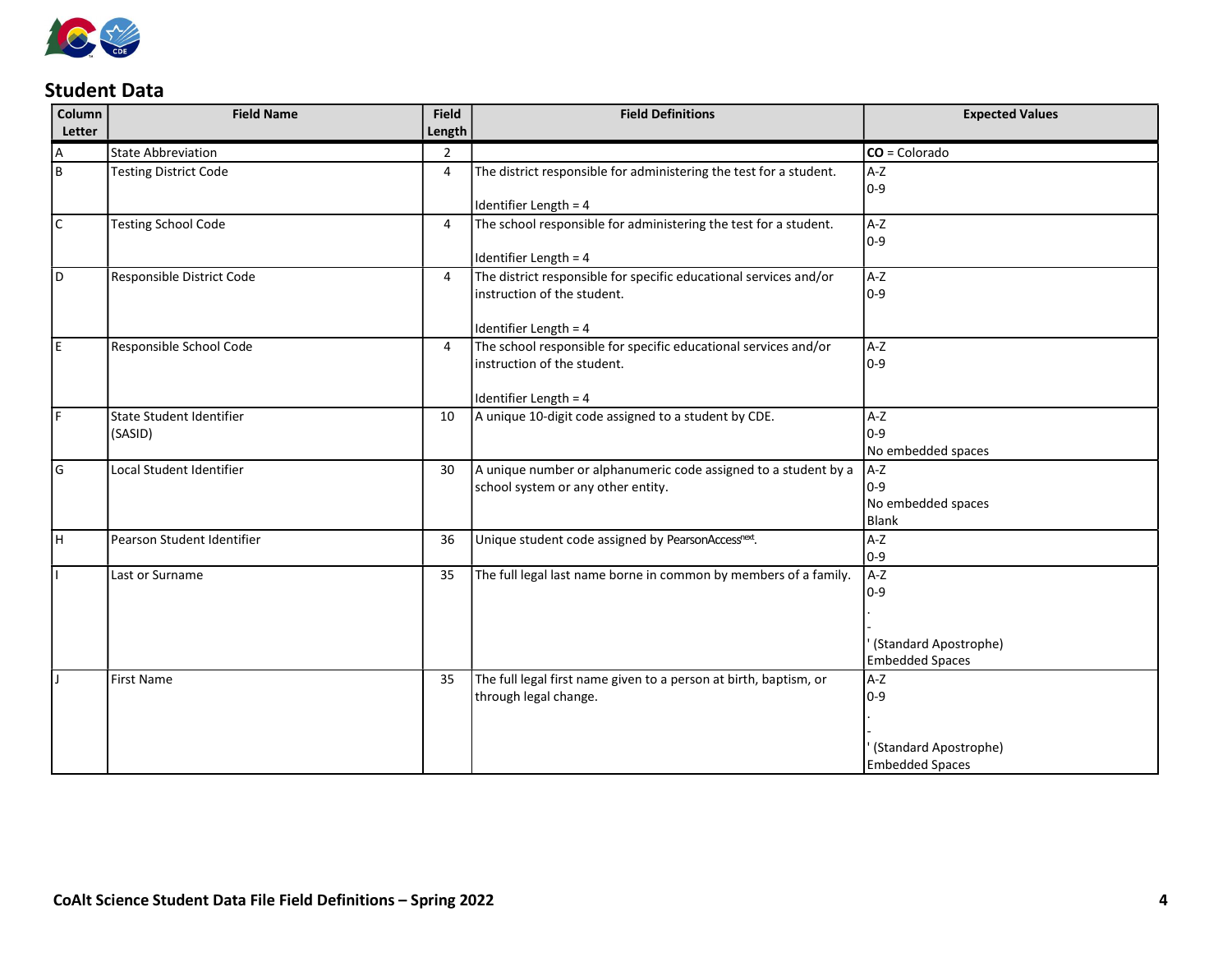## Student Data

| Column Letter | Field Name | Field Length | Field Definitions | Expected Values |
|---|---|---|---|---|
| A | State Abbreviation | 2 | | **CO** = Colorado |
| B | Testing District Code | 4 | The district responsible for administering the test for a student.<br><br>Identifier Length = 4 | A-Z<br>0-9 |
| C | Testing School Code | 4 | The school responsible for administering the test for a student.<br><br>Identifier Length = 4 | A-Z<br>0-9 |
| D | Responsible District Code | 4 | The district responsible for specific educational services and/or instruction of the student.<br><br>Identifier Length = 4 | A-Z<br>0-9 |
| E | Responsible School Code | 4 | The school responsible for specific educational services and/or instruction of the student.<br><br>Identifier Length = 4 | A-Z<br>0-9 |
| F | State Student Identifier (SASID) | 10 | A unique 10-digit code assigned to a student by CDE. | A-Z<br>0-9<br>No embedded spaces |
| G | Local Student Identifier | 30 | A unique number or alphanumeric code assigned to a student by a school system or any other entity. | A-Z<br>0-9<br>No embedded spaces<br>Blank |
| H | Pearson Student Identifier | 36 | Unique student code assigned by PearsonAccess[next]. | A-Z<br>0-9 |
| I | Last or Surname | 35 | The full legal last name borne in common by members of a family. | A-Z<br>0-9<br>.<br>-<br>' (Standard Apostrophe)<br>Embedded Spaces |
| J | First Name | 35 | The full legal first name given to a person at birth, baptism, or through legal change. | A-Z<br>0-9<br>.<br>-<br>' (Standard Apostrophe)<br>Embedded Spaces |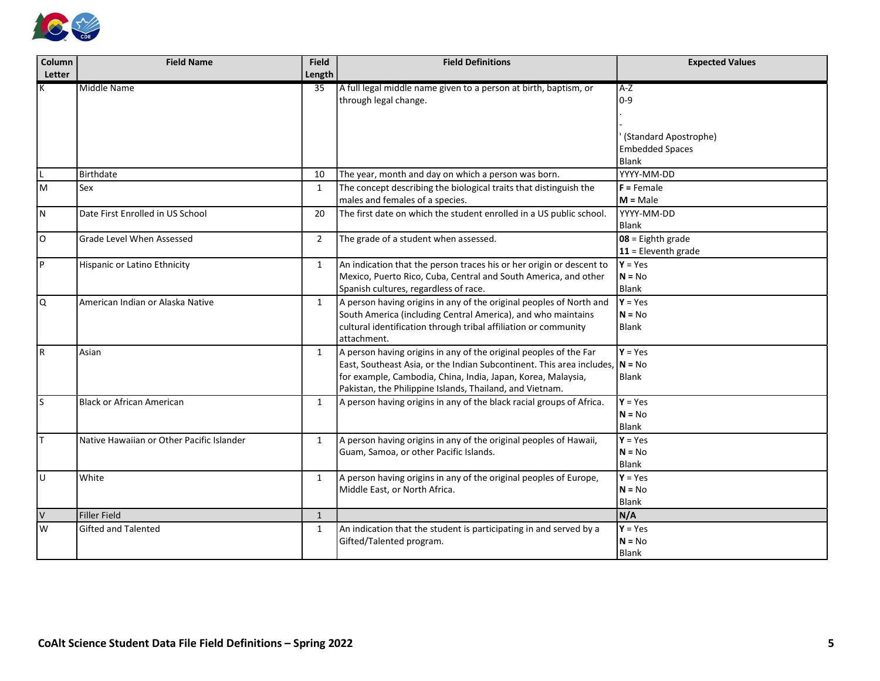| Column Letter | Field Name | Field Length | Field Definitions | Expected Values |
|---|---|---|---|---|
| K | Middle Name | 35 | A full legal middle name given to a person at birth, baptism, or through legal change. | A-Z<br>0-9<br>.<br>-<br>' (Standard Apostrophe)<br>Embedded Spaces<br>Blank |
| L | Birthdate | 10 | The year, month and day on which a person was born. | YYYY-MM-DD |
| M | Sex | 1 | The concept describing the biological traits that distinguish the males and females of a species. | **F** = Female<br>**M** = Male |
| N | Date First Enrolled in US School | 20 | The first date on which the student enrolled in a US public school. | YYYY-MM-DD<br>Blank |
| O | Grade Level When Assessed | 2 | The grade of a student when assessed. | **08** = Eighth grade<br>**11** = Eleventh grade |
| P | Hispanic or Latino Ethnicity | 1 | An indication that the person traces his or her origin or descent to Mexico, Puerto Rico, Cuba, Central and South America, and other Spanish cultures, regardless of race. | **Y** = Yes<br>**N** = No<br>Blank |
| Q | American Indian or Alaska Native | 1 | A person having origins in any of the original peoples of North and South America (including Central America), and who maintains cultural identification through tribal affiliation or community attachment. | **Y** = Yes<br>**N** = No<br>Blank |
| R | Asian | 1 | A person having origins in any of the original peoples of the Far East, Southeast Asia, or the Indian Subcontinent. This area includes, for example, Cambodia, China, India, Japan, Korea, Malaysia, Pakistan, the Philippine Islands, Thailand, and Vietnam. | **Y** = Yes<br>**N** = No<br>Blank |
| S | Black or African American | 1 | A person having origins in any of the black racial groups of Africa. | **Y** = Yes<br>**N** = No<br>Blank |
| T | Native Hawaiian or Other Pacific Islander | 1 | A person having origins in any of the original peoples of Hawaii, Guam, Samoa, or other Pacific Islands. | **Y** = Yes<br>**N** = No<br>Blank |
| U | White | 1 | A person having origins in any of the original peoples of Europe, Middle East, or North Africa. | **Y** = Yes<br>**N** = No<br>Blank |
| V | Filler Field | 1 | | **N/A** |
| W | Gifted and Talented | 1 | An indication that the student is participating in and served by a Gifted/Talented program. | **Y** = Yes<br>**N** = No<br>Blank |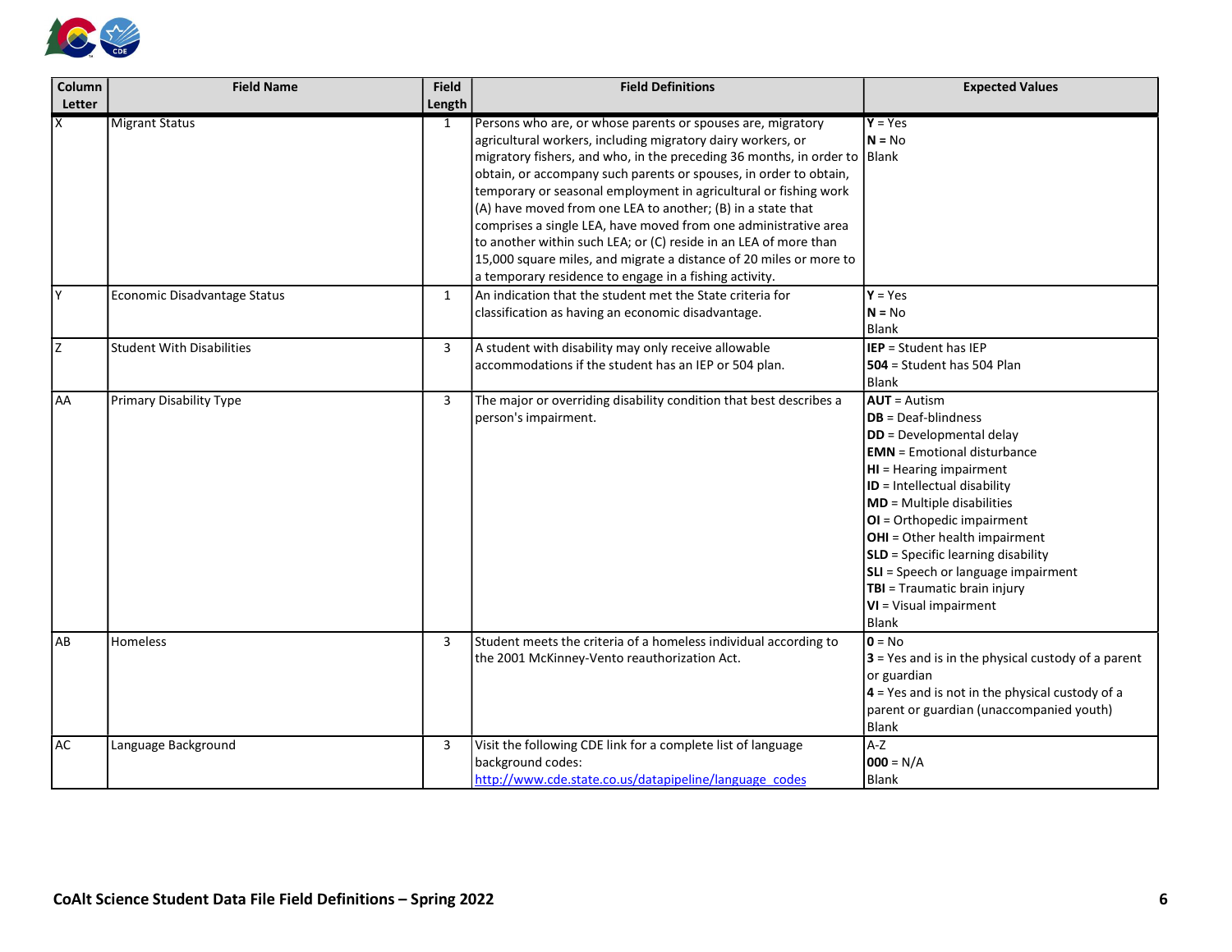| Column Letter | Field Name | Field Length | Field Definitions | Expected Values |
|---|---|---|---|---|
| X | Migrant Status | 1 | Persons who are, or whose parents or spouses are, migratory agricultural workers, including migratory dairy workers, or migratory fishers, and who, in the preceding 36 months, in order to obtain, or accompany such parents or spouses, in order to obtain, temporary or seasonal employment in agricultural or fishing work (A) have moved from one LEA to another; (B) in a state that comprises a single LEA, have moved from one administrative area to another within such LEA; or (C) reside in an LEA of more than 15,000 square miles, and migrate a distance of 20 miles or more to a temporary residence to engage in a fishing activity. | **Y** = Yes<br>**N** = No<br>Blank |
| Y | Economic Disadvantage Status | 1 | An indication that the student met the State criteria for classification as having an economic disadvantage. | **Y** = Yes<br>**N** = No<br>Blank |
| Z | Student With Disabilities | 3 | A student with disability may only receive allowable accommodations if the student has an IEP or 504 plan. | **IEP** = Student has IEP<br>**504** = Student has 504 Plan<br>Blank |
| AA | Primary Disability Type | 3 | The major or overriding disability condition that best describes a person's impairment. | **AUT** = Autism<br>**DB** = Deaf-blindness<br>**DD** = Developmental delay<br>**EMN** = Emotional disturbance<br>**HI** = Hearing impairment<br>**ID** = Intellectual disability<br>**MD** = Multiple disabilities<br>**OI** = Orthopedic impairment<br>**OHI** = Other health impairment<br>**SLD** = Specific learning disability<br>**SLI** = Speech or language impairment<br>**TBI** = Traumatic brain injury<br>**VI** = Visual impairment<br>Blank |
| AB | Homeless | 3 | Student meets the criteria of a homeless individual according to the 2001 McKinney-Vento reauthorization Act. | **0** = No<br>**3** = Yes and is in the physical custody of a parent or guardian<br>**4** = Yes and is not in the physical custody of a parent or guardian (unaccompanied youth)<br>Blank |
| AC | Language Background | 3 | Visit the following CDE link for a complete list of language background codes:<br>http://www.cde.state.co.us/datapipeline/language_codes | A-Z<br>**000** = N/A<br>Blank |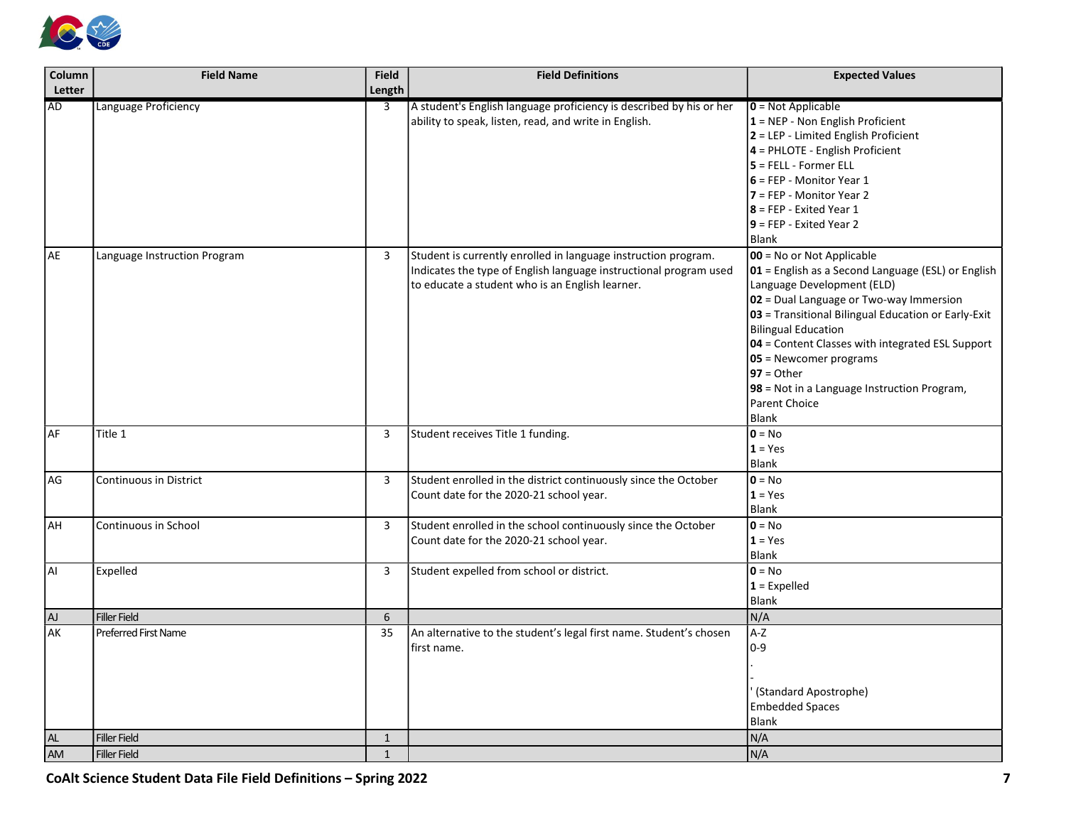| Column Letter | Field Name | Field Length | Field Definitions | Expected Values |
|---|---|---|---|---|
| AD | Language Proficiency | 3 | A student's English language proficiency is described by his or her ability to speak, listen, read, and write in English. | **0** = Not Applicable<br>**1** = NEP - Non English Proficient<br>**2** = LEP - Limited English Proficient<br>**4** = PHLOTE - English Proficient<br>**5** = FELL - Former ELL<br>**6** = FEP - Monitor Year 1<br>**7** = FEP - Monitor Year 2<br>**8** = FEP - Exited Year 1<br>**9** = FEP - Exited Year 2<br>Blank |
| AE | Language Instruction Program | 3 | Student is currently enrolled in language instruction program. Indicates the type of English language instructional program used to educate a student who is an English learner. | **00** = No or Not Applicable<br>**01** = English as a Second Language (ESL) or English Language Development (ELD)<br>**02** = Dual Language or Two-way Immersion<br>**03** = Transitional Bilingual Education or Early-Exit Bilingual Education<br>**04** = Content Classes with integrated ESL Support<br>**05** = Newcomer programs<br>**97** = Other<br>**98** = Not in a Language Instruction Program, Parent Choice<br>Blank |
| AF | Title 1 | 3 | Student receives Title 1 funding. | **0** = No<br>**1** = Yes<br>Blank |
| AG | Continuous in District | 3 | Student enrolled in the district continuously since the October Count date for the 2020-21 school year. | **0** = No<br>**1** = Yes<br>Blank |
| AH | Continuous in School | 3 | Student enrolled in the school continuously since the October Count date for the 2020-21 school year. | **0** = No<br>**1** = Yes<br>Blank |
| AI | Expelled | 3 | Student expelled from school or district. | **0** = No<br>**1** = Expelled<br>Blank |
| AJ | Filler Field | 6 | | N/A |
| AK | Preferred First Name | 35 | An alternative to the student's legal first name. Student's chosen first name. | A-Z<br>0-9<br>.<br>-<br>' (Standard Apostrophe)<br>Embedded Spaces<br>Blank |
| AL | Filler Field | 1 | | N/A |
| AM | Filler Field | 1 | | N/A |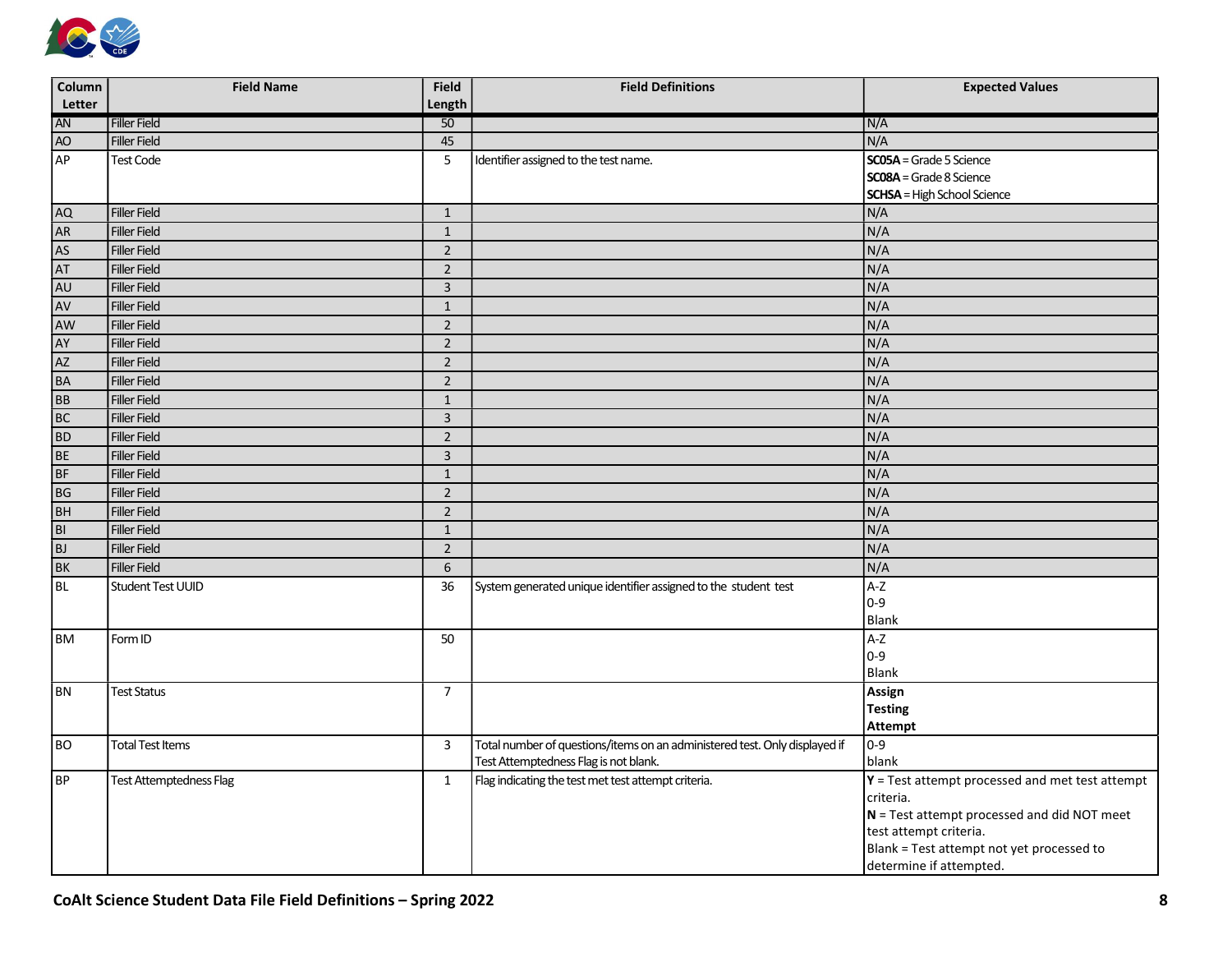| Column Letter | Field Name | Field Length | Field Definitions | Expected Values |
|---|---|---|---|---|
| AN | Filler Field | 50 | | N/A |
| AO | Filler Field | 45 | | N/A |
| AP | Test Code | 5 | Identifier assigned to the test name. | **SC05A** = Grade 5 Science<br>**SC08A** = Grade 8 Science<br>**SCHSA** = High School Science |
| AQ | Filler Field | 1 | | N/A |
| AR | Filler Field | 1 | | N/A |
| AS | Filler Field | 2 | | N/A |
| AT | Filler Field | 2 | | N/A |
| AU | Filler Field | 3 | | N/A |
| AV | Filler Field | 1 | | N/A |
| AW | Filler Field | 2 | | N/A |
| AY | Filler Field | 2 | | N/A |
| AZ | Filler Field | 2 | | N/A |
| BA | Filler Field | 2 | | N/A |
| BB | Filler Field | 1 | | N/A |
| BC | Filler Field | 3 | | N/A |
| BD | Filler Field | 2 | | N/A |
| BE | Filler Field | 3 | | N/A |
| BF | Filler Field | 1 | | N/A |
| BG | Filler Field | 2 | | N/A |
| BH | Filler Field | 2 | | N/A |
| BI | Filler Field | 1 | | N/A |
| BJ | Filler Field | 2 | | N/A |
| BK | Filler Field | 6 | | N/A |
| BL | Student Test UUID | 36 | System generated unique identifier assigned to the student test | A-Z<br>0-9<br>Blank |
| BM | Form ID | 50 | | A-Z<br>0-9<br>Blank |
| BN | Test Status | 7 | | **Assign**<br>**Testing**<br>**Attempt** |
| BO | Total Test Items | 3 | Total number of questions/items on an administered test. Only displayed if Test Attemptedness Flag is not blank. | 0-9<br>blank |
| BP | Test Attemptedness Flag | 1 | Flag indicating the test met test attempt criteria. | **Y** = Test attempt processed and met test attempt criteria.<br>**N** = Test attempt processed and did NOT meet test attempt criteria.<br>Blank = Test attempt not yet processed to determine if attempted. |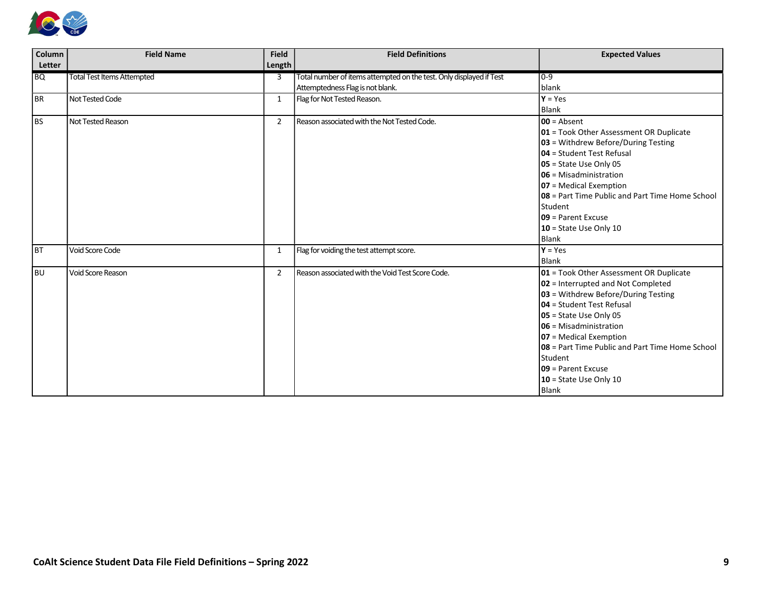| Column Letter | Field Name | Field Length | Field Definitions | Expected Values |
|---|---|---|---|---|
| BQ | Total Test Items Attempted | 3 | Total number of items attempted on the test. Only displayed if Test Attemptedness Flag is not blank. | 0-9<br>blank |
| BR | Not Tested Code | 1 | Flag for Not Tested Reason. | **Y** = Yes<br>Blank |
| BS | Not Tested Reason | 2 | Reason associated with the Not Tested Code. | **00** = Absent<br>**01** = Took Other Assessment OR Duplicate<br>**03** = Withdrew Before/During Testing<br>**04** = Student Test Refusal<br>**05** = State Use Only 05<br>**06** = Misadministration<br>**07** = Medical Exemption<br>**08** = Part Time Public and Part Time Home School Student<br>**09** = Parent Excuse<br>**10** = State Use Only 10<br>Blank |
| BT | Void Score Code | 1 | Flag for voiding the test attempt score. | **Y** = Yes<br>Blank |
| BU | Void Score Reason | 2 | Reason associated with the Void Test Score Code. | **01** = Took Other Assessment OR Duplicate<br>**02** = Interrupted and Not Completed<br>**03** = Withdrew Before/During Testing<br>**04** = Student Test Refusal<br>**05** = State Use Only 05<br>**06** = Misadministration<br>**07** = Medical Exemption<br>**08** = Part Time Public and Part Time Home School Student<br>**09** = Parent Excuse<br>**10** = State Use Only 10<br>Blank |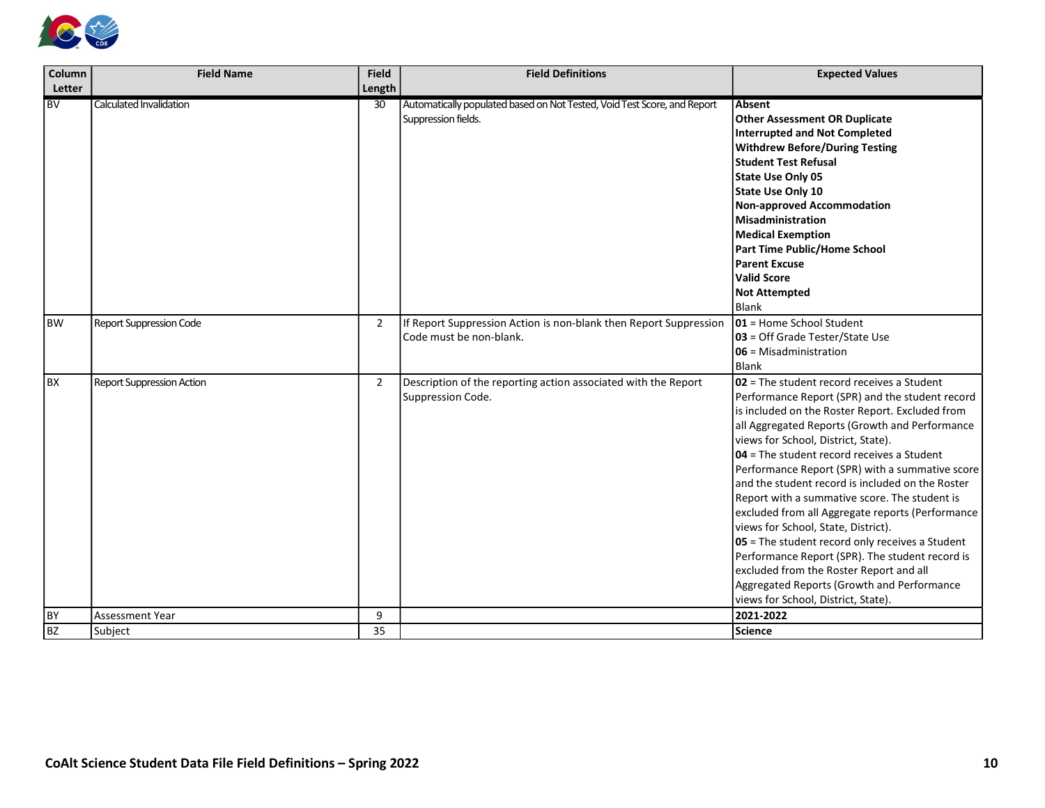| Column Letter | Field Name | Field Length | Field Definitions | Expected Values |
|---|---|---|---|---|
| BV | Calculated Invalidation | 30 | Automatically populated based on Not Tested, Void Test Score, and Report Suppression fields. | **Absent**<br>**Other Assessment OR Duplicate**<br>**Interrupted and Not Completed**<br>**Withdrew Before/During Testing**<br>**Student Test Refusal**<br>**State Use Only 05**<br>**State Use Only 10**<br>**Non-approved Accommodation**<br>**Misadministration**<br>**Medical Exemption**<br>**Part Time Public/Home School**<br>**Parent Excuse**<br>**Valid Score**<br>**Not Attempted**<br>Blank |
| BW | Report Suppression Code | 2 | If Report Suppression Action is non-blank then Report Suppression Code must be non-blank. | **01** = Home School Student<br>**03** = Off Grade Tester/State Use<br>**06** = Misadministration<br>Blank |
| BX | Report Suppression Action | 2 | Description of the reporting action associated with the Report Suppression Code. | **02** = The student record receives a Student Performance Report (SPR) and the student record is included on the Roster Report. Excluded from all Aggregated Reports (Growth and Performance views for School, District, State).<br>**04** = The student record receives a Student Performance Report (SPR) with a summative score and the student record is included on the Roster Report with a summative score. The student is excluded from all Aggregate reports (Performance views for School, State, District).<br>**05** = The student record only receives a Student Performance Report (SPR). The student record is excluded from the Roster Report and all Aggregated Reports (Growth and Performance views for School, District, State). |
| BY | Assessment Year | 9 | | **2021-2022** |
| BZ | Subject | 35 | | **Science** |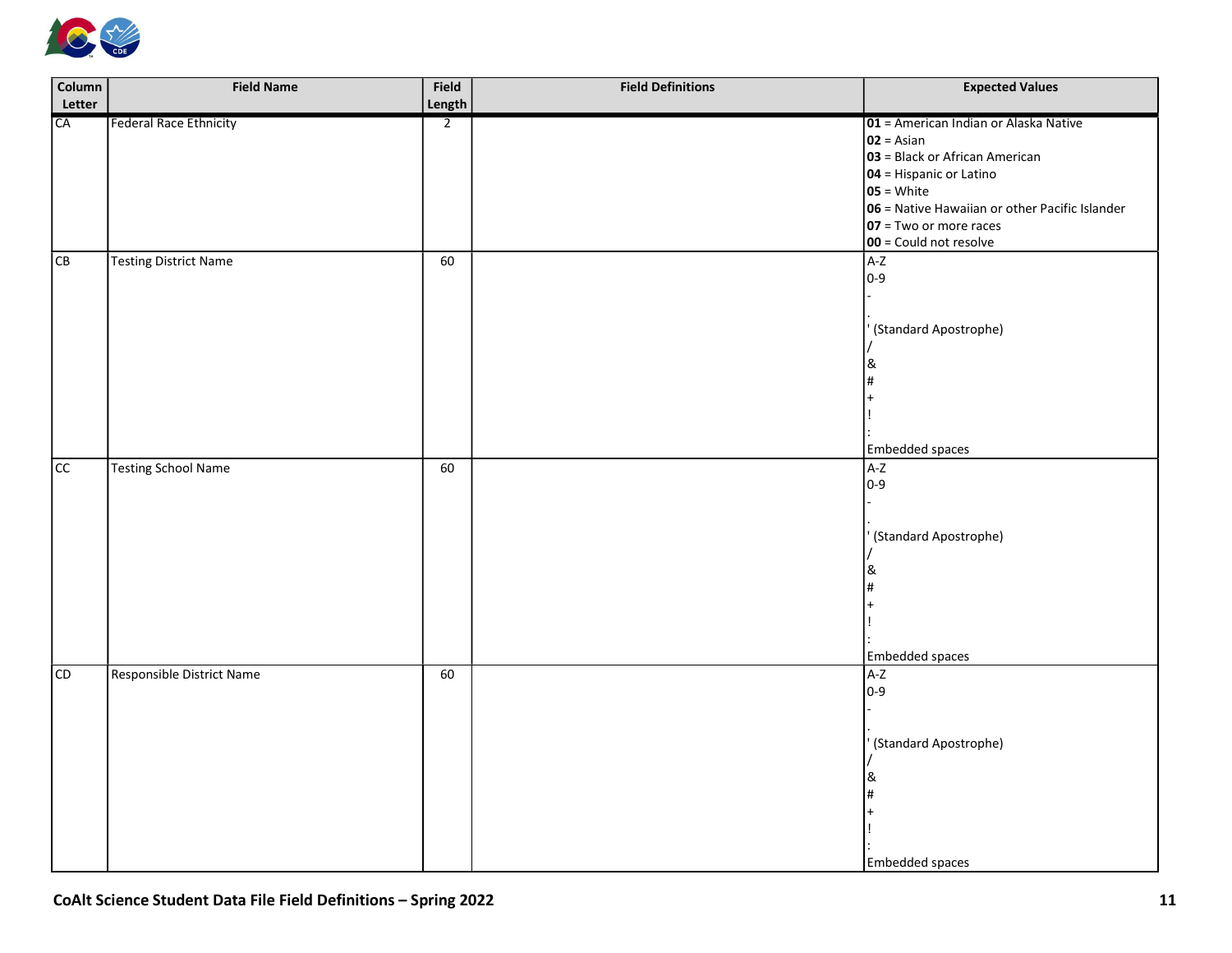| Column Letter | Field Name | Field Length | Field Definitions | Expected Values |
|---|---|---|---|---|
| CA | Federal Race Ethnicity | 2 | | **01** = American Indian or Alaska Native<br>**02** = Asian<br>**03** = Black or African American<br>**04** = Hispanic or Latino<br>**05** = White<br>**06** = Native Hawaiian or other Pacific Islander<br>**07** = Two or more races<br>**00** = Could not resolve |
| CB | Testing District Name | 60 | | A-Z<br>0-9<br>-<br>.<br>' (Standard Apostrophe)<br>/<br>&<br>#<br>+<br>!<br>:<br>Embedded spaces |
| CC | Testing School Name | 60 | | A-Z<br>0-9<br>-<br>.<br>' (Standard Apostrophe)<br>/<br>&<br>#<br>+<br>!<br>:<br>Embedded spaces |
| CD | Responsible District Name | 60 | | A-Z<br>0-9<br>-<br>.<br>' (Standard Apostrophe)<br>/<br>&<br>#<br>+<br>!<br>:<br>Embedded spaces |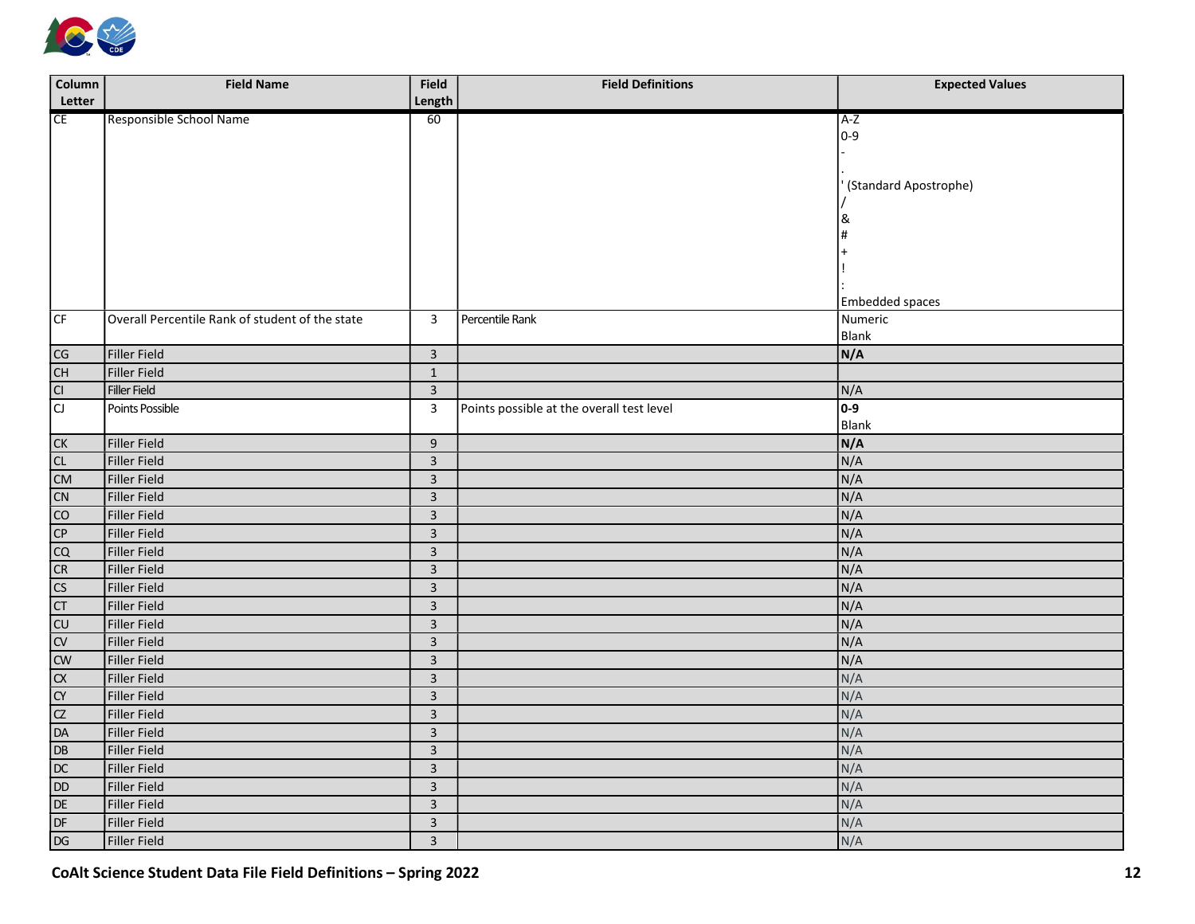| Column Letter | Field Name | Field Length | Field Definitions | Expected Values |
|---|---|---|---|---|
| CE | Responsible School Name | 60 | | A-Z<br>0-9<br>-<br>.<br>' (Standard Apostrophe)<br>/<br>&<br>#<br>+<br>!<br>:<br>Embedded spaces |
| CF | Overall Percentile Rank of student of the state | 3 | Percentile Rank | Numeric<br>Blank |
| CG | Filler Field | 3 | | **N/A** |
| CH | Filler Field | 1 | | |
| CI | Filler Field | 3 | | N/A |
| CJ | Points Possible | 3 | Points possible at the overall test level | **0-9**<br>Blank |
| CK | Filler Field | 9 | | **N/A** |
| CL | Filler Field | 3 | | N/A |
| CM | Filler Field | 3 | | N/A |
| CN | Filler Field | 3 | | N/A |
| CO | Filler Field | 3 | | N/A |
| CP | Filler Field | 3 | | N/A |
| CQ | Filler Field | 3 | | N/A |
| CR | Filler Field | 3 | | N/A |
| CS | Filler Field | 3 | | N/A |
| CT | Filler Field | 3 | | N/A |
| CU | Filler Field | 3 | | N/A |
| CV | Filler Field | 3 | | N/A |
| CW | Filler Field | 3 | | N/A |
| CX | Filler Field | 3 | | N/A |
| CY | Filler Field | 3 | | N/A |
| CZ | Filler Field | 3 | | N/A |
| DA | Filler Field | 3 | | N/A |
| DB | Filler Field | 3 | | N/A |
| DC | Filler Field | 3 | | N/A |
| DD | Filler Field | 3 | | N/A |
| DE | Filler Field | 3 | | N/A |
| DF | Filler Field | 3 | | N/A |
| DG | Filler Field | 3 | | N/A |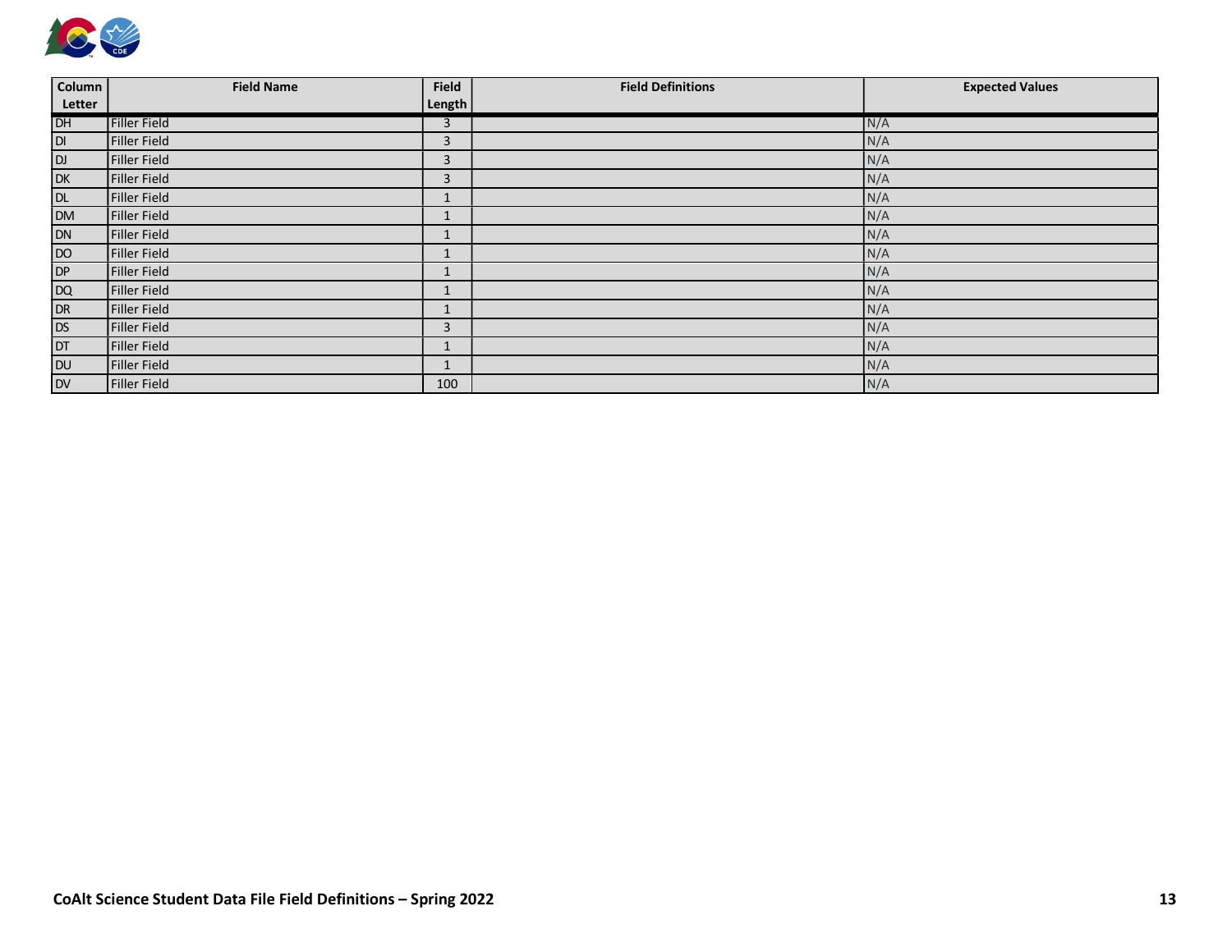| Column Letter | Field Name | Field Length | Field Definitions | Expected Values |
|---|---|---|---|---|
| DH | Filler Field | 3 | | N/A |
| DI | Filler Field | 3 | | N/A |
| DJ | Filler Field | 3 | | N/A |
| DK | Filler Field | 3 | | N/A |
| DL | Filler Field | 1 | | N/A |
| DM | Filler Field | 1 | | N/A |
| DN | Filler Field | 1 | | N/A |
| DO | Filler Field | 1 | | N/A |
| DP | Filler Field | 1 | | N/A |
| DQ | Filler Field | 1 | | N/A |
| DR | Filler Field | 1 | | N/A |
| DS | Filler Field | 3 | | N/A |
| DT | Filler Field | 1 | | N/A |
| DU | Filler Field | 1 | | N/A |
| DV | Filler Field | 100 | | N/A |